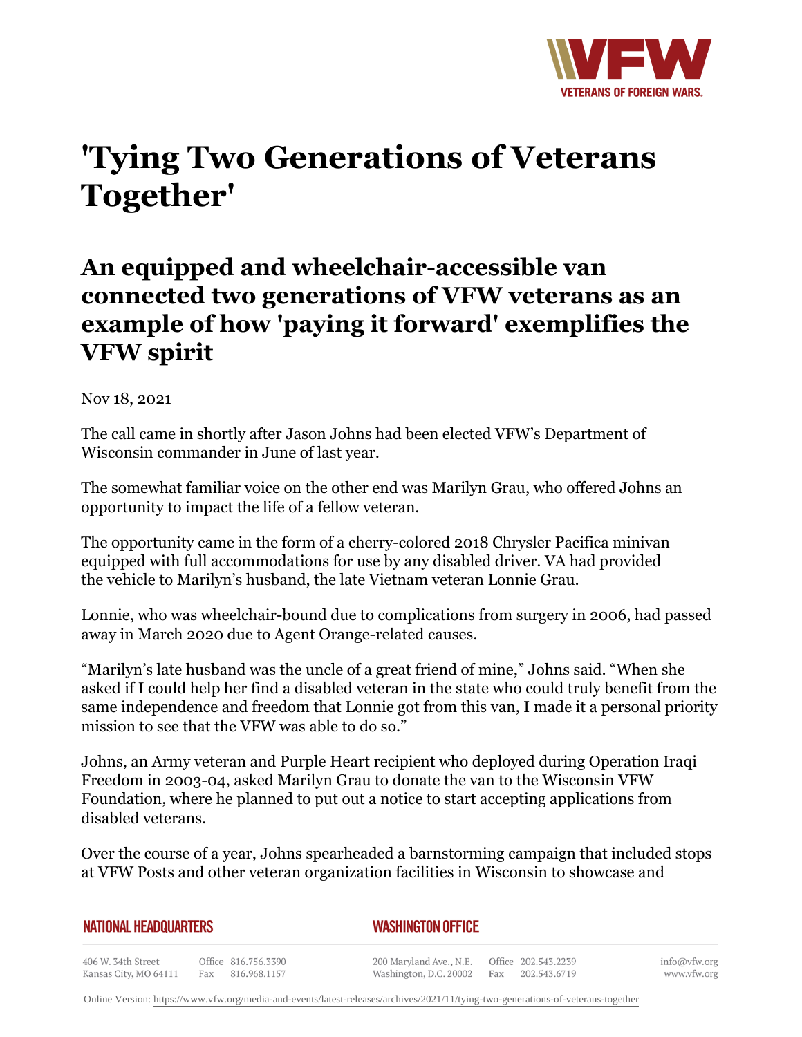# 'Tying Two Generations of Veterans Together'

## An equipped and wheelchair-accessible van connected two generations of VFW veterans as an example of how 'paying it forward' exemplifies the VFW spirit

Nov 18, 2021

The call came in shortly after Jason Johns had been elected VFW's Department of Wisconsin commander in June of last year.

The somewhat familiar voice on the other end was Marilyn Grau, who offered Johns an opportunity to impact the life of a fellow veteran.

The opportunity came in the form of a cherry-colored 2018 Chrysler Pacifica minivan equipped with full accommodations for use by any disabled driver. VA had provided the vehicle to Marilyn's husband, the late Vietnam veteran Lonnie Grau.

Lonnie, who was wheelchair-bound due to complications from surgery in 2006, had passed away in March 2020 due to Agent Orange-related causes.

"Marilyn's late husband was the uncle of a great friend of mine," Johns said. "When she asked if I could help her find a disabled veteran in the state who could truly benefit from the same independence and freedom that Lonnie got from this van, I made it a personal priority mission to see that the VFW was able to do so."

Johns, an Army veteran and Purple Heart recipient who deployed during Operation Iraqi Freedom in 2003-04, asked Marilyn Grau to donate the van to the Wisconsin VFW Foundation, where he planned to put out a notice to start accepting applications from disabled veterans.

Over the course of a year, Johns spearheaded a barnstorming campaign that included stops at VFW Posts and other veteran organization facilities in Wisconsin to showcase and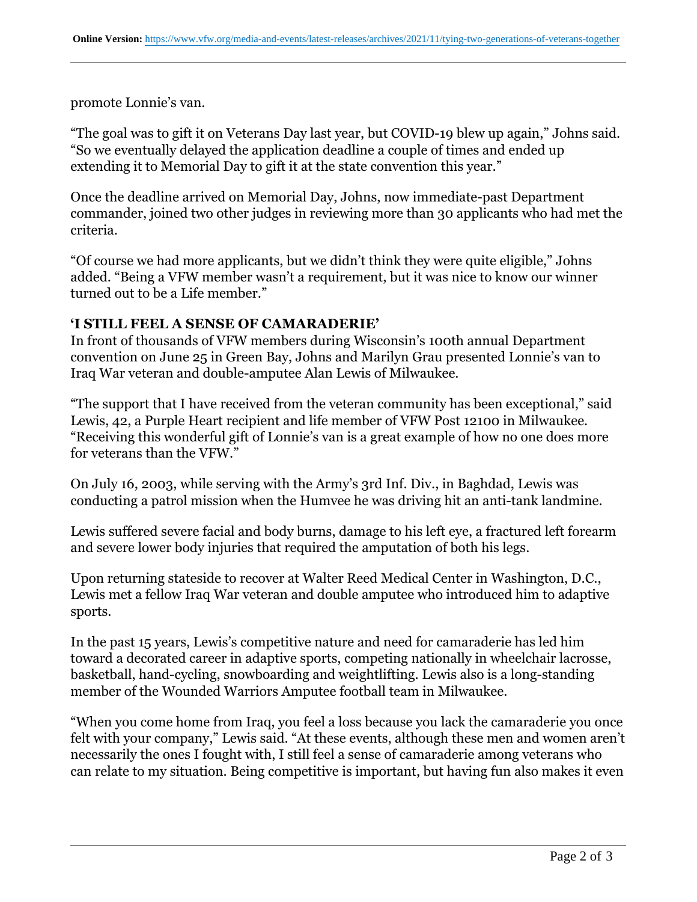promote Lonnie's van.

"The goal was to gift it on Veterans Day last year, but COVID-19 blew up again," Johns said. "So we eventually delayed the application deadline a couple of times and ended up extending it to Memorial Day to gift it at the state convention this year."

Once the deadline arrived on Memorial Day, Johns, now immediate-past Department commander, joined two other judges in reviewing more than 30 applicants who had met the criteria.

"Of course we had more applicants, but we didn't think they were quite eligible," Johns added. "Being a VFW member wasn't a requirement, but it was nice to know our winner turned out to be a Life member."

**'I STILL FEEL A SENSE OF CAMARADERIE'**

In front of thousands of VFW members during Wisconsin's 100th annual Department convention on June 25 in Green Bay, Johns and Marilyn Grau presented Lonnie's van to Iraq War veteran and double-amputee Alan Lewis of Milwaukee.

"The support that I have received from the veteran community has been exceptional," said Lewis, 42, a Purple Heart recipient and life member of VFW Post 12100 in Milwaukee. "Receiving this wonderful gift of Lonnie's van is a great example of how no one does more for veterans than the VFW."

On July 16, 2003, while serving with the Army's 3rd Inf. Div., in Baghdad, Lewis was conducting a patrol mission when the Humvee he was driving hit an anti-tank landmine.

Lewis suffered severe facial and body burns, damage to his left eye, a fractured left forearm and severe lower body injuries that required the amputation of both his legs.

Upon returning stateside to recover at Walter Reed Medical Center in Washington, D.C., Lewis met a fellow Iraq War veteran and double amputee who introduced him to adaptive sports.

In the past 15 years, Lewis's competitive nature and need for camaraderie has led him toward a decorated career in adaptive sports, competing nationally in wheelchair lacrosse, basketball, hand-cycling, snowboarding and weightlifting. Lewis also is a long-standing member of the Wounded Warriors Amputee football team in Milwaukee.

"When you come home from Iraq, you feel a loss because you lack the camaraderie you once felt with your company," Lewis said. "At these events, although these men and women aren't necessarily the ones I fought with, I still feel a sense of camaraderie among veterans who can relate to my situation. Being competitive is important, but having fun also makes it even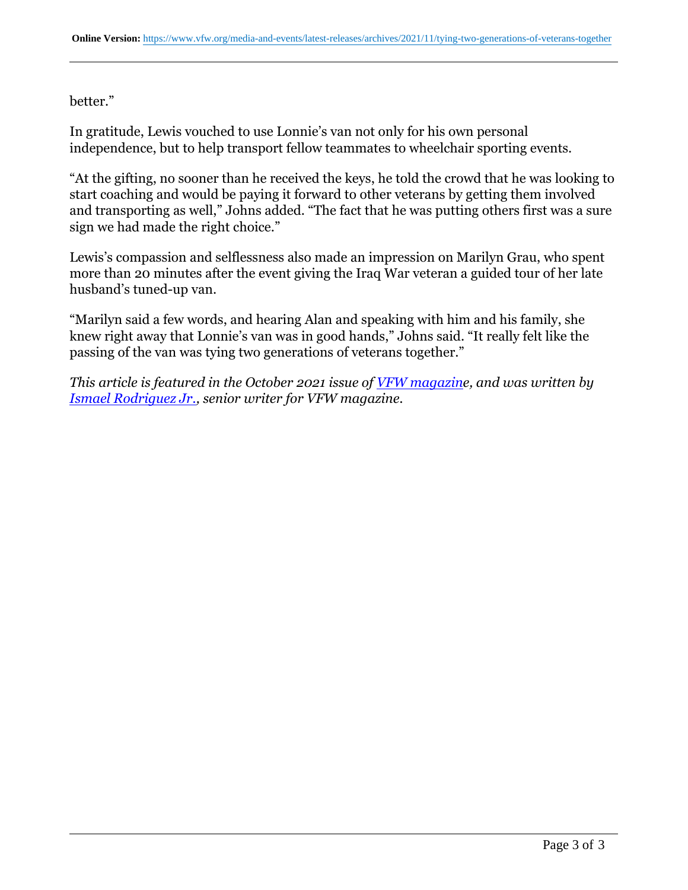better."

In gratitude, Lewis vouched to use Lonnie's van not only for his own personal independence, but to help transport fellow teammates to wheelchair sporting events.

"At the gifting, no sooner than he received the keys, he told the crowd that he was looking to start coaching and would be paying it forward to other veterans by getting them involved and transporting as well," Johns added. "The fact that he was putting others first was a sure sign we had made the right choice."

Lewis's compassion and selflessness also made an impression on Marilyn Grau, who spent more than 20 minutes after the event giving the Iraq War veteran a guided tour of her late husband's tuned-up van.

"Marilyn said a few words, and hearing Alan and speaking with him and his family, she knew right away that Lonnie's van was in good hands," Johns said. "It really felt like the passing of the van was tying two generations of veterans together."

*This article is featured in the October 2021 issue of [VFW magazin]()e, and was written by [Ismael Rodriguez Jr.](), senior writer for VFW magazine.*